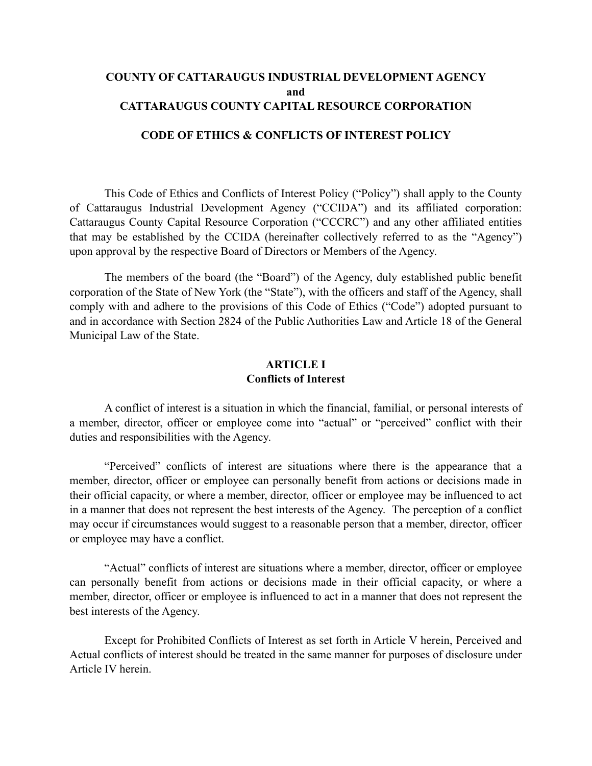# COUNTY OF CATTARAUGUS INDUSTRIAL DEVELOPMENT AGENCY
# and
# CATTARAUGUS COUNTY CAPITAL RESOURCE CORPORATION

## CODE OF ETHICS & CONFLICTS OF INTEREST POLICY

This Code of Ethics and Conflicts of Interest Policy ("Policy") shall apply to the County of Cattaraugus Industrial Development Agency ("CCIDA") and its affiliated corporation: Cattaraugus County Capital Resource Corporation ("CCCRC") and any other affiliated entities that may be established by the CCIDA (hereinafter collectively referred to as the "Agency") upon approval by the respective Board of Directors or Members of the Agency.

The members of the board (the "Board") of the Agency, duly established public benefit corporation of the State of New York (the "State"), with the officers and staff of the Agency, shall comply with and adhere to the provisions of this Code of Ethics ("Code") adopted pursuant to and in accordance with Section 2824 of the Public Authorities Law and Article 18 of the General Municipal Law of the State.

## ARTICLE I
## Conflicts of Interest

A conflict of interest is a situation in which the financial, familial, or personal interests of a member, director, officer or employee come into "actual" or "perceived" conflict with their duties and responsibilities with the Agency.

"Perceived" conflicts of interest are situations where there is the appearance that a member, director, officer or employee can personally benefit from actions or decisions made in their official capacity, or where a member, director, officer or employee may be influenced to act in a manner that does not represent the best interests of the Agency. The perception of a conflict may occur if circumstances would suggest to a reasonable person that a member, director, officer or employee may have a conflict.

"Actual" conflicts of interest are situations where a member, director, officer or employee can personally benefit from actions or decisions made in their official capacity, or where a member, director, officer or employee is influenced to act in a manner that does not represent the best interests of the Agency.

Except for Prohibited Conflicts of Interest as set forth in Article V herein, Perceived and Actual conflicts of interest should be treated in the same manner for purposes of disclosure under Article IV herein.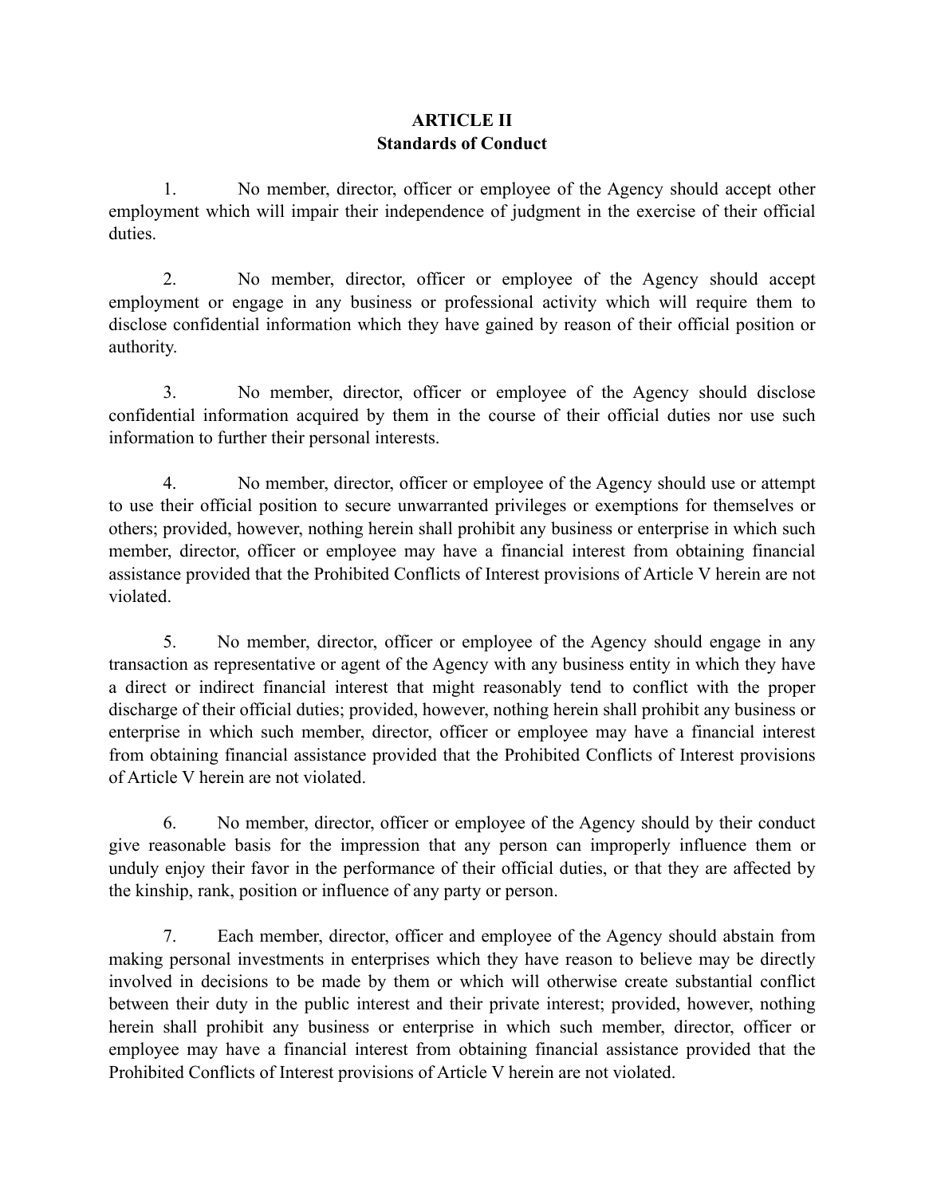# ARTICLE II
## Standards of Conduct

1. No member, director, officer or employee of the Agency should accept other employment which will impair their independence of judgment in the exercise of their official duties.

2. No member, director, officer or employee of the Agency should accept employment or engage in any business or professional activity which will require them to disclose confidential information which they have gained by reason of their official position or authority.

3. No member, director, officer or employee of the Agency should disclose confidential information acquired by them in the course of their official duties nor use such information to further their personal interests.

4. No member, director, officer or employee of the Agency should use or attempt to use their official position to secure unwarranted privileges or exemptions for themselves or others; provided, however, nothing herein shall prohibit any business or enterprise in which such member, director, officer or employee may have a financial interest from obtaining financial assistance provided that the Prohibited Conflicts of Interest provisions of Article V herein are not violated.

5. No member, director, officer or employee of the Agency should engage in any transaction as representative or agent of the Agency with any business entity in which they have a direct or indirect financial interest that might reasonably tend to conflict with the proper discharge of their official duties; provided, however, nothing herein shall prohibit any business or enterprise in which such member, director, officer or employee may have a financial interest from obtaining financial assistance provided that the Prohibited Conflicts of Interest provisions of Article V herein are not violated.

6. No member, director, officer or employee of the Agency should by their conduct give reasonable basis for the impression that any person can improperly influence them or unduly enjoy their favor in the performance of their official duties, or that they are affected by the kinship, rank, position or influence of any party or person.

7. Each member, director, officer and employee of the Agency should abstain from making personal investments in enterprises which they have reason to believe may be directly involved in decisions to be made by them or which will otherwise create substantial conflict between their duty in the public interest and their private interest; provided, however, nothing herein shall prohibit any business or enterprise in which such member, director, officer or employee may have a financial interest from obtaining financial assistance provided that the Prohibited Conflicts of Interest provisions of Article V herein are not violated.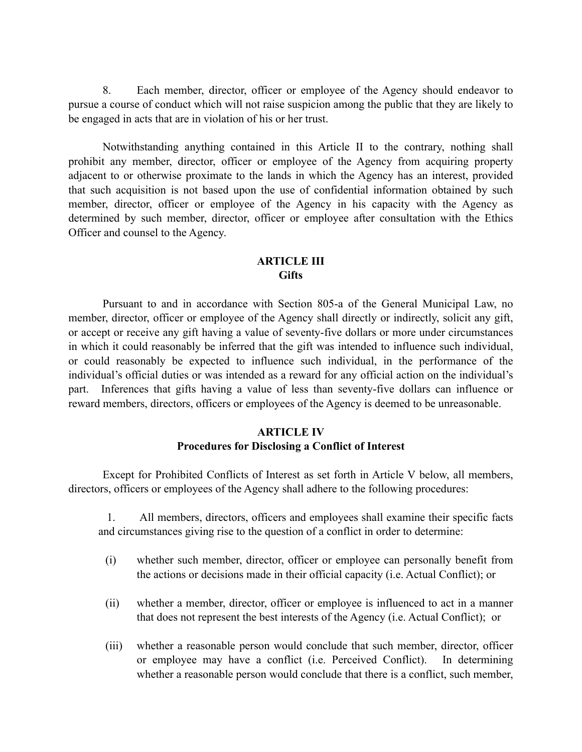8. Each member, director, officer or employee of the Agency should endeavor to pursue a course of conduct which will not raise suspicion among the public that they are likely to be engaged in acts that are in violation of his or her trust.

Notwithstanding anything contained in this Article II to the contrary, nothing shall prohibit any member, director, officer or employee of the Agency from acquiring property adjacent to or otherwise proximate to the lands in which the Agency has an interest, provided that such acquisition is not based upon the use of confidential information obtained by such member, director, officer or employee of the Agency in his capacity with the Agency as determined by such member, director, officer or employee after consultation with the Ethics Officer and counsel to the Agency.

## ARTICLE III
## Gifts

Pursuant to and in accordance with Section 805-a of the General Municipal Law, no member, director, officer or employee of the Agency shall directly or indirectly, solicit any gift, or accept or receive any gift having a value of seventy-five dollars or more under circumstances in which it could reasonably be inferred that the gift was intended to influence such individual, or could reasonably be expected to influence such individual, in the performance of the individual's official duties or was intended as a reward for any official action on the individual's part. Inferences that gifts having a value of less than seventy-five dollars can influence or reward members, directors, officers or employees of the Agency is deemed to be unreasonable.

## ARTICLE IV
## Procedures for Disclosing a Conflict of Interest

Except for Prohibited Conflicts of Interest as set forth in Article V below, all members, directors, officers or employees of the Agency shall adhere to the following procedures:

1. All members, directors, officers and employees shall examine their specific facts and circumstances giving rise to the question of a conflict in order to determine:

   (i) whether such member, director, officer or employee can personally benefit from the actions or decisions made in their official capacity (i.e. Actual Conflict); or

   (ii) whether a member, director, officer or employee is influenced to act in a manner that does not represent the best interests of the Agency (i.e. Actual Conflict); or

   (iii) whether a reasonable person would conclude that such member, director, officer or employee may have a conflict (i.e. Perceived Conflict). In determining whether a reasonable person would conclude that there is a conflict, such member,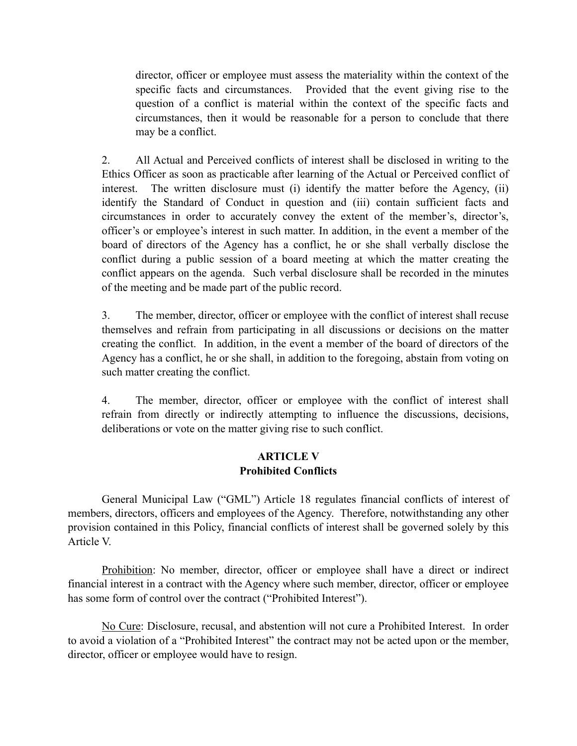director, officer or employee must assess the materiality within the context of the specific facts and circumstances. Provided that the event giving rise to the question of a conflict is material within the context of the specific facts and circumstances, then it would be reasonable for a person to conclude that there may be a conflict.

2. All Actual and Perceived conflicts of interest shall be disclosed in writing to the Ethics Officer as soon as practicable after learning of the Actual or Perceived conflict of interest. The written disclosure must (i) identify the matter before the Agency, (ii) identify the Standard of Conduct in question and (iii) contain sufficient facts and circumstances in order to accurately convey the extent of the member's, director's, officer's or employee's interest in such matter. In addition, in the event a member of the board of directors of the Agency has a conflict, he or she shall verbally disclose the conflict during a public session of a board meeting at which the matter creating the conflict appears on the agenda. Such verbal disclosure shall be recorded in the minutes of the meeting and be made part of the public record.

3. The member, director, officer or employee with the conflict of interest shall recuse themselves and refrain from participating in all discussions or decisions on the matter creating the conflict. In addition, in the event a member of the board of directors of the Agency has a conflict, he or she shall, in addition to the foregoing, abstain from voting on such matter creating the conflict.

4. The member, director, officer or employee with the conflict of interest shall refrain from directly or indirectly attempting to influence the discussions, decisions, deliberations or vote on the matter giving rise to such conflict.

## ARTICLE V
## Prohibited Conflicts

General Municipal Law ("GML") Article 18 regulates financial conflicts of interest of members, directors, officers and employees of the Agency. Therefore, notwithstanding any other provision contained in this Policy, financial conflicts of interest shall be governed solely by this Article V.

Prohibition: No member, director, officer or employee shall have a direct or indirect financial interest in a contract with the Agency where such member, director, officer or employee has some form of control over the contract ("Prohibited Interest").

No Cure: Disclosure, recusal, and abstention will not cure a Prohibited Interest. In order to avoid a violation of a "Prohibited Interest" the contract may not be acted upon or the member, director, officer or employee would have to resign.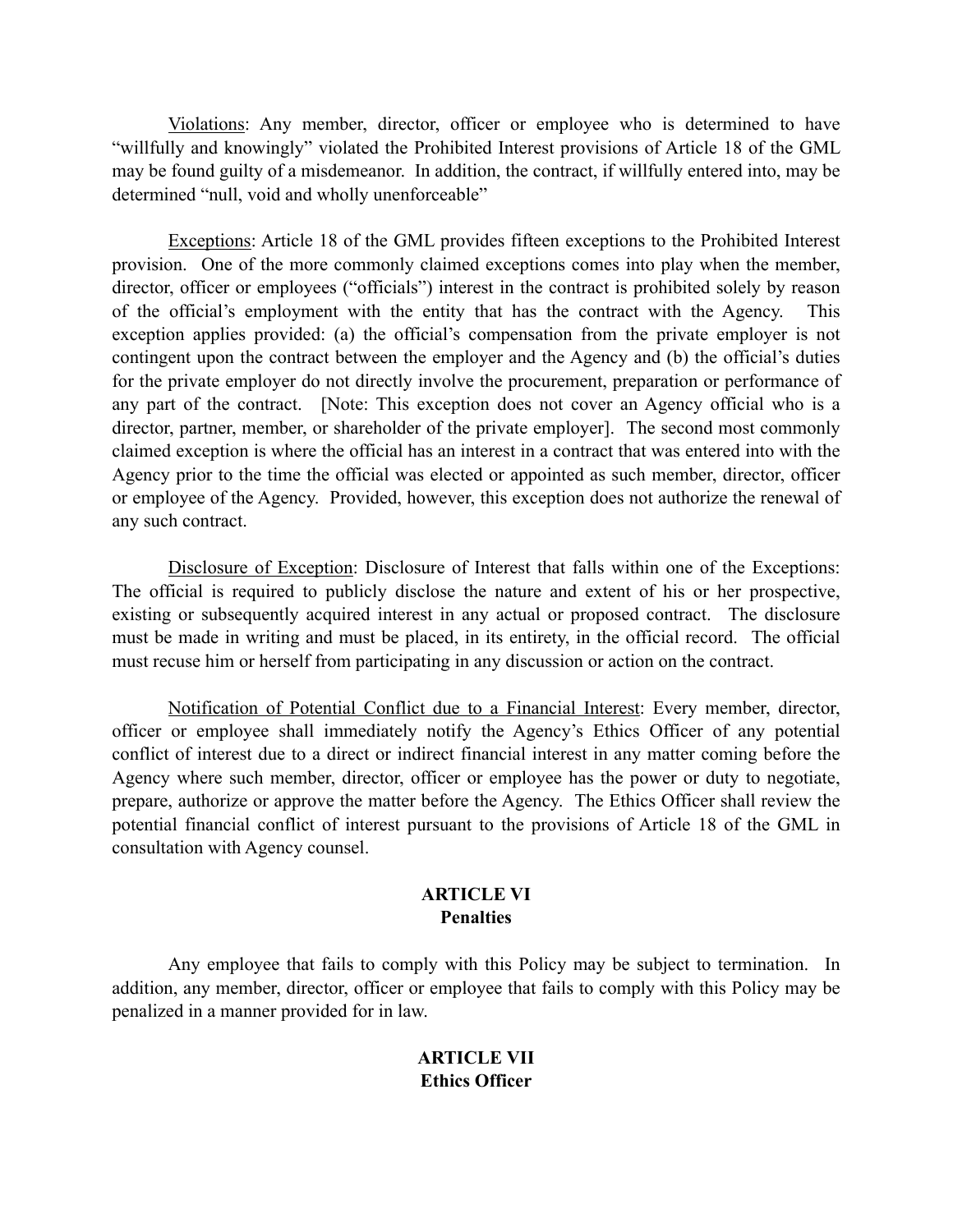Violations: Any member, director, officer or employee who is determined to have "willfully and knowingly" violated the Prohibited Interest provisions of Article 18 of the GML may be found guilty of a misdemeanor. In addition, the contract, if willfully entered into, may be determined "null, void and wholly unenforceable"

Exceptions: Article 18 of the GML provides fifteen exceptions to the Prohibited Interest provision. One of the more commonly claimed exceptions comes into play when the member, director, officer or employees ("officials") interest in the contract is prohibited solely by reason of the official's employment with the entity that has the contract with the Agency. This exception applies provided: (a) the official's compensation from the private employer is not contingent upon the contract between the employer and the Agency and (b) the official's duties for the private employer do not directly involve the procurement, preparation or performance of any part of the contract. [Note: This exception does not cover an Agency official who is a director, partner, member, or shareholder of the private employer]. The second most commonly claimed exception is where the official has an interest in a contract that was entered into with the Agency prior to the time the official was elected or appointed as such member, director, officer or employee of the Agency. Provided, however, this exception does not authorize the renewal of any such contract.

Disclosure of Exception: Disclosure of Interest that falls within one of the Exceptions: The official is required to publicly disclose the nature and extent of his or her prospective, existing or subsequently acquired interest in any actual or proposed contract. The disclosure must be made in writing and must be placed, in its entirety, in the official record. The official must recuse him or herself from participating in any discussion or action on the contract.

Notification of Potential Conflict due to a Financial Interest: Every member, director, officer or employee shall immediately notify the Agency's Ethics Officer of any potential conflict of interest due to a direct or indirect financial interest in any matter coming before the Agency where such member, director, officer or employee has the power or duty to negotiate, prepare, authorize or approve the matter before the Agency. The Ethics Officer shall review the potential financial conflict of interest pursuant to the provisions of Article 18 of the GML in consultation with Agency counsel.

## ARTICLE VI
## Penalties

Any employee that fails to comply with this Policy may be subject to termination. In addition, any member, director, officer or employee that fails to comply with this Policy may be penalized in a manner provided for in law.

## ARTICLE VII
## Ethics Officer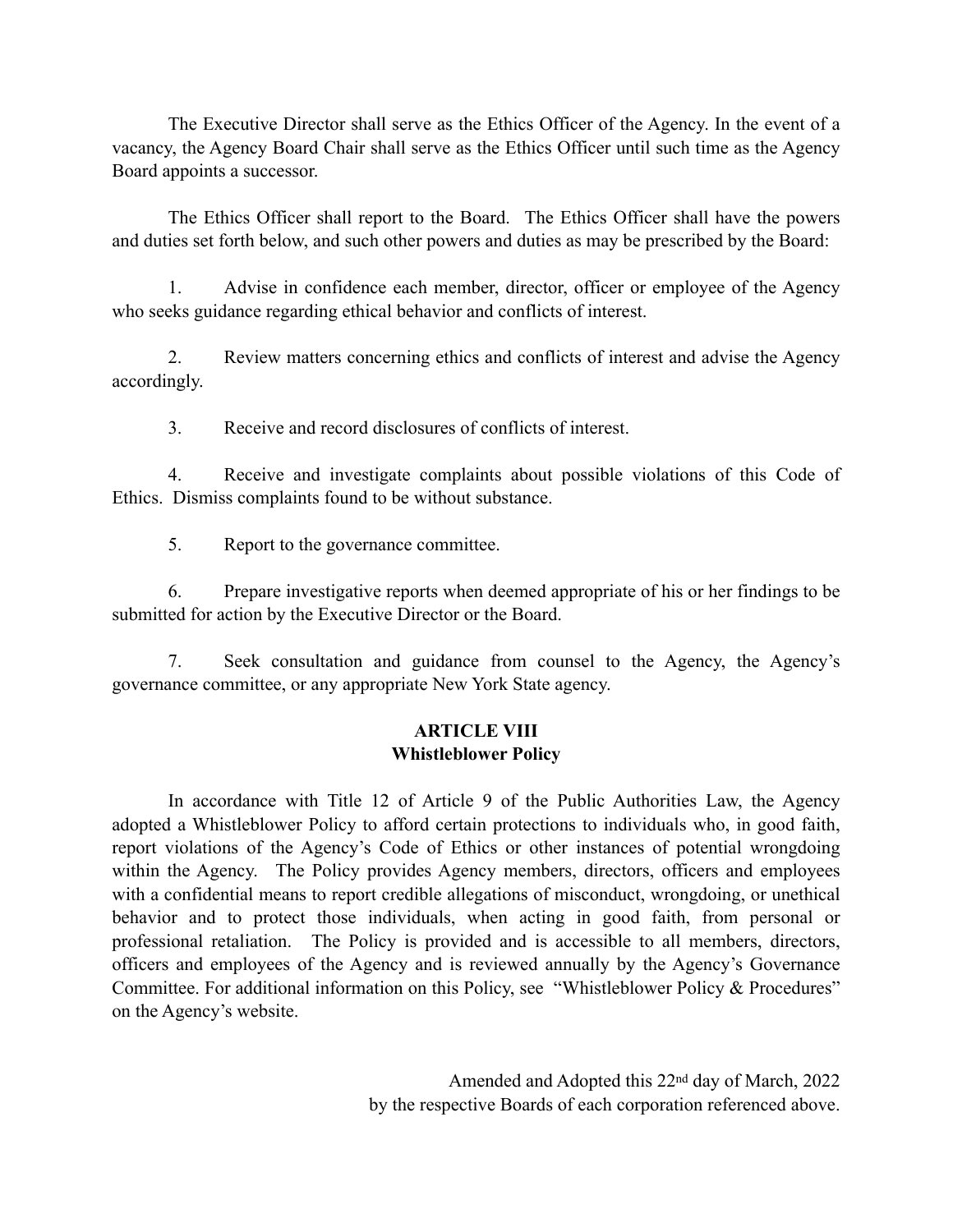The Executive Director shall serve as the Ethics Officer of the Agency. In the event of a vacancy, the Agency Board Chair shall serve as the Ethics Officer until such time as the Agency Board appoints a successor.

The Ethics Officer shall report to the Board. The Ethics Officer shall have the powers and duties set forth below, and such other powers and duties as may be prescribed by the Board:

1. Advise in confidence each member, director, officer or employee of the Agency who seeks guidance regarding ethical behavior and conflicts of interest.

2. Review matters concerning ethics and conflicts of interest and advise the Agency accordingly.

3. Receive and record disclosures of conflicts of interest.

4. Receive and investigate complaints about possible violations of this Code of Ethics. Dismiss complaints found to be without substance.

5. Report to the governance committee.

6. Prepare investigative reports when deemed appropriate of his or her findings to be submitted for action by the Executive Director or the Board.

7. Seek consultation and guidance from counsel to the Agency, the Agency's governance committee, or any appropriate New York State agency.

## ARTICLE VIII
## Whistleblower Policy

In accordance with Title 12 of Article 9 of the Public Authorities Law, the Agency adopted a Whistleblower Policy to afford certain protections to individuals who, in good faith, report violations of the Agency's Code of Ethics or other instances of potential wrongdoing within the Agency. The Policy provides Agency members, directors, officers and employees with a confidential means to report credible allegations of misconduct, wrongdoing, or unethical behavior and to protect those individuals, when acting in good faith, from personal or professional retaliation. The Policy is provided and is accessible to all members, directors, officers and employees of the Agency and is reviewed annually by the Agency's Governance Committee. For additional information on this Policy, see "Whistleblower Policy & Procedures" on the Agency's website.

Amended and Adopted this 22nd day of March, 2022
by the respective Boards of each corporation referenced above.